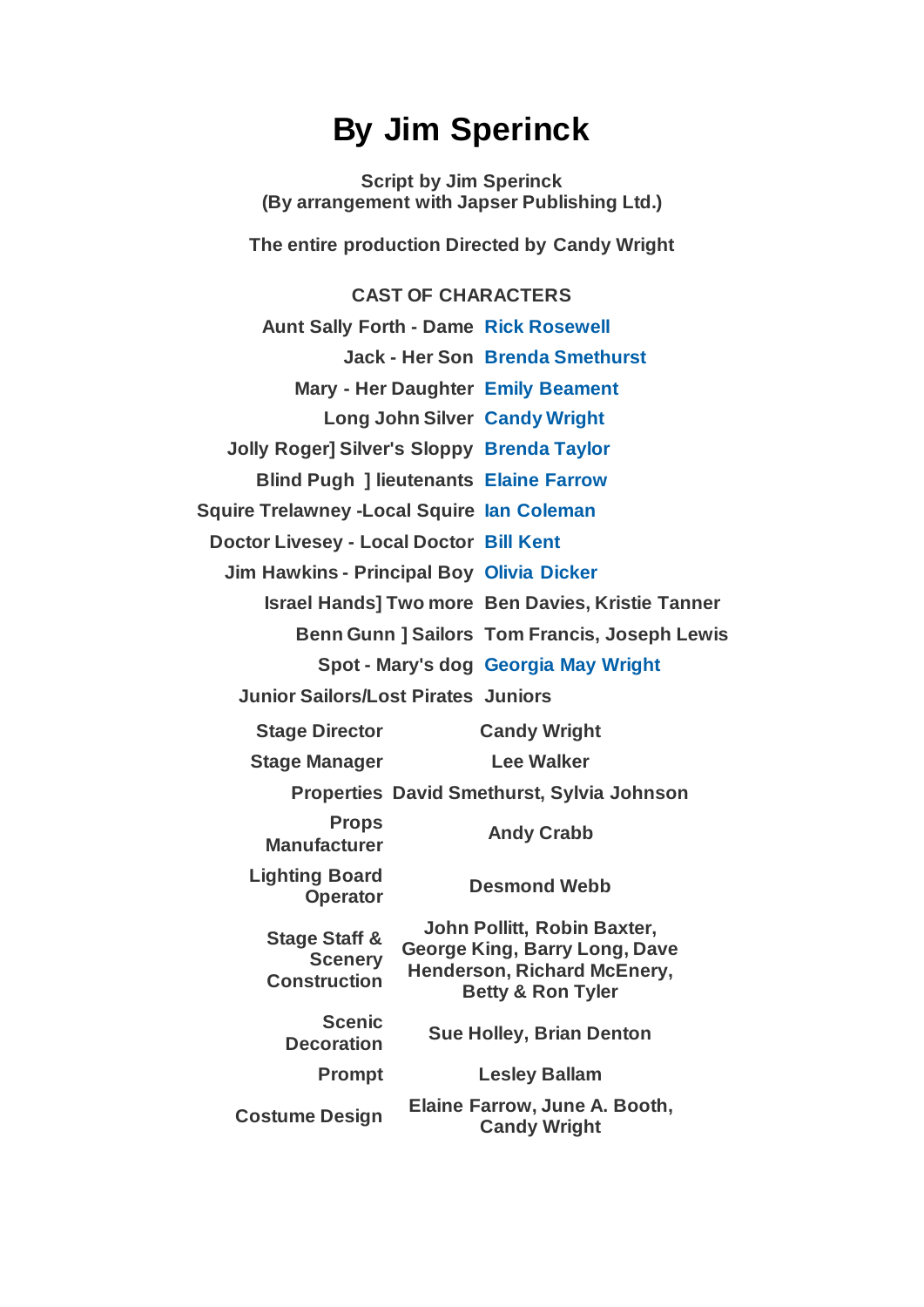# By Jim Sperinck

**Script by Jim Sperinck**
**(By arrangement with Japser Publishing Ltd.)**

**The entire production Directed by Candy Wright**

## CAST OF CHARACTERS

| | |
|---|---|
| Aunt Sally Forth - Dame | Rick Rosewell |
| Jack - Her Son | Brenda Smethurst |
| Mary - Her Daughter | Emily Beament |
| Long John Silver | Candy Wright |
| Jolly Roger] Silver's Sloppy | Brenda Taylor |
| Blind Pugh ] lieutenants | Elaine Farrow |
| Squire Trelawney -Local Squire | Ian Coleman |
| Doctor Livesey - Local Doctor | Bill Kent |
| Jim Hawkins - Principal Boy | Olivia Dicker |
| Israel Hands] Two more | Ben Davies, Kristie Tanner |
| Benn Gunn ] Sailors | Tom Francis, Joseph Lewis |
| Spot - Mary's dog | Georgia May Wright |
| Junior Sailors/Lost Pirates | Juniors |

| | |
|---|---|
| Stage Director | Candy Wright |
| Stage Manager | Lee Walker |
| Properties | David Smethurst, Sylvia Johnson |
| Props Manufacturer | Andy Crabb |
| Lighting Board Operator | Desmond Webb |
| Stage Staff & Scenery Construction | John Pollitt, Robin Baxter, George King, Barry Long, Dave Henderson, Richard McEnery, Betty & Ron Tyler |
| Scenic Decoration | Sue Holley, Brian Denton |
| Prompt | Lesley Ballam |
| Costume Design | Elaine Farrow, June A. Booth, Candy Wright |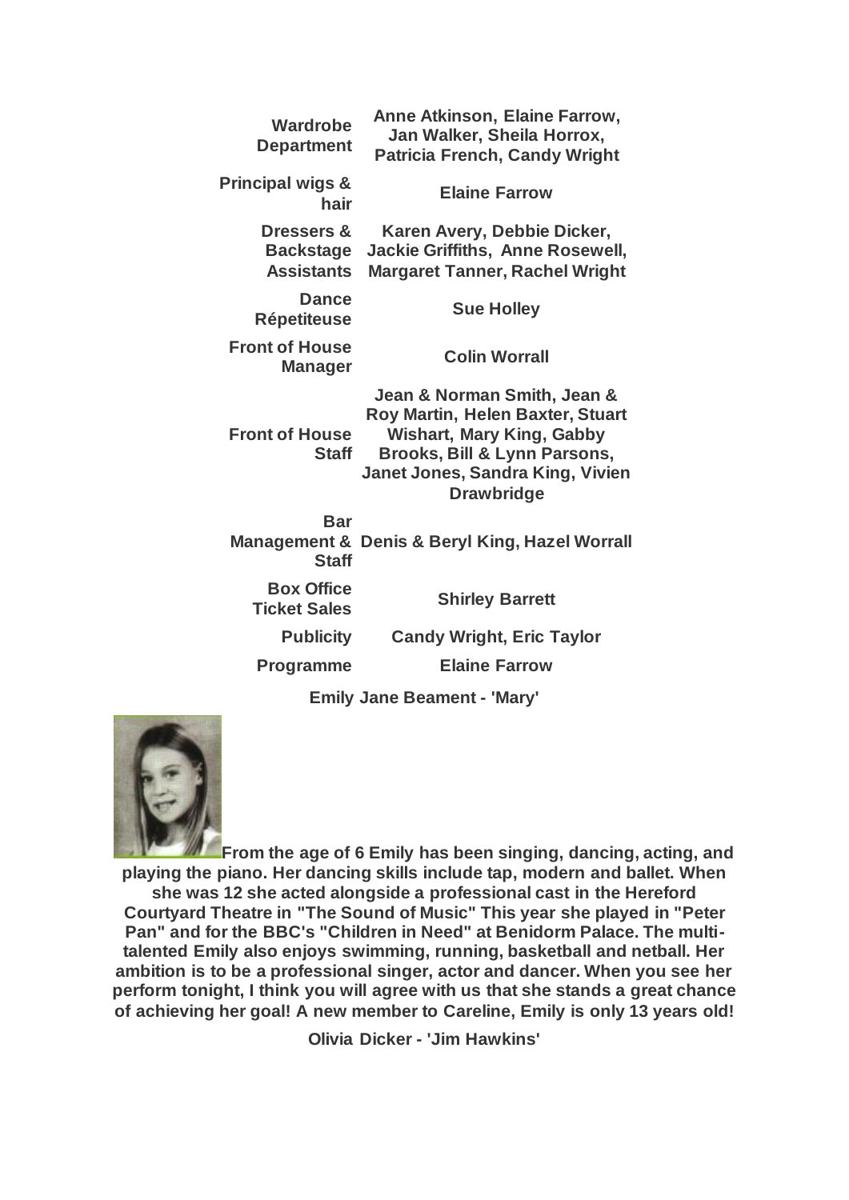| | |
|---|---|
| **Wardrobe Department** | **Anne Atkinson, Elaine Farrow, Jan Walker, Sheila Horrox, Patricia French, Candy Wright** |
| **Principal wigs & hair** | **Elaine Farrow** |
| **Dressers & Backstage Assistants** | **Karen Avery, Debbie Dicker, Jackie Griffiths, Anne Rosewell, Margaret Tanner, Rachel Wright** |
| **Dance Répetiteuse** | **Sue Holley** |
| **Front of House Manager** | **Colin Worrall** |
| **Front of House Staff** | **Jean & Norman Smith, Jean & Roy Martin, Helen Baxter, Stuart Wishart, Mary King, Gabby Brooks, Bill & Lynn Parsons, Janet Jones, Sandra King, Vivien Drawbridge** |
| **Bar Management & Staff** | **Denis & Beryl King, Hazel Worrall** |
| **Box Office Ticket Sales** | **Shirley Barrett** |
| **Publicity** | **Candy Wright, Eric Taylor** |
| **Programme** | **Elaine Farrow** |

**Emily Jane Beament - 'Mary'**

**From the age of 6 Emily has been singing, dancing, acting, and playing the piano. Her dancing skills include tap, modern and ballet. When she was 12 she acted alongside a professional cast in the Hereford Courtyard Theatre in "The Sound of Music" This year she played in "Peter Pan" and for the BBC's "Children in Need" at Benidorm Palace. The multi-talented Emily also enjoys swimming, running, basketball and netball. Her ambition is to be a professional singer, actor and dancer. When you see her perform tonight, I think you will agree with us that she stands a great chance of achieving her goal! A new member to Careline, Emily is only 13 years old!**

**Olivia Dicker - 'Jim Hawkins'**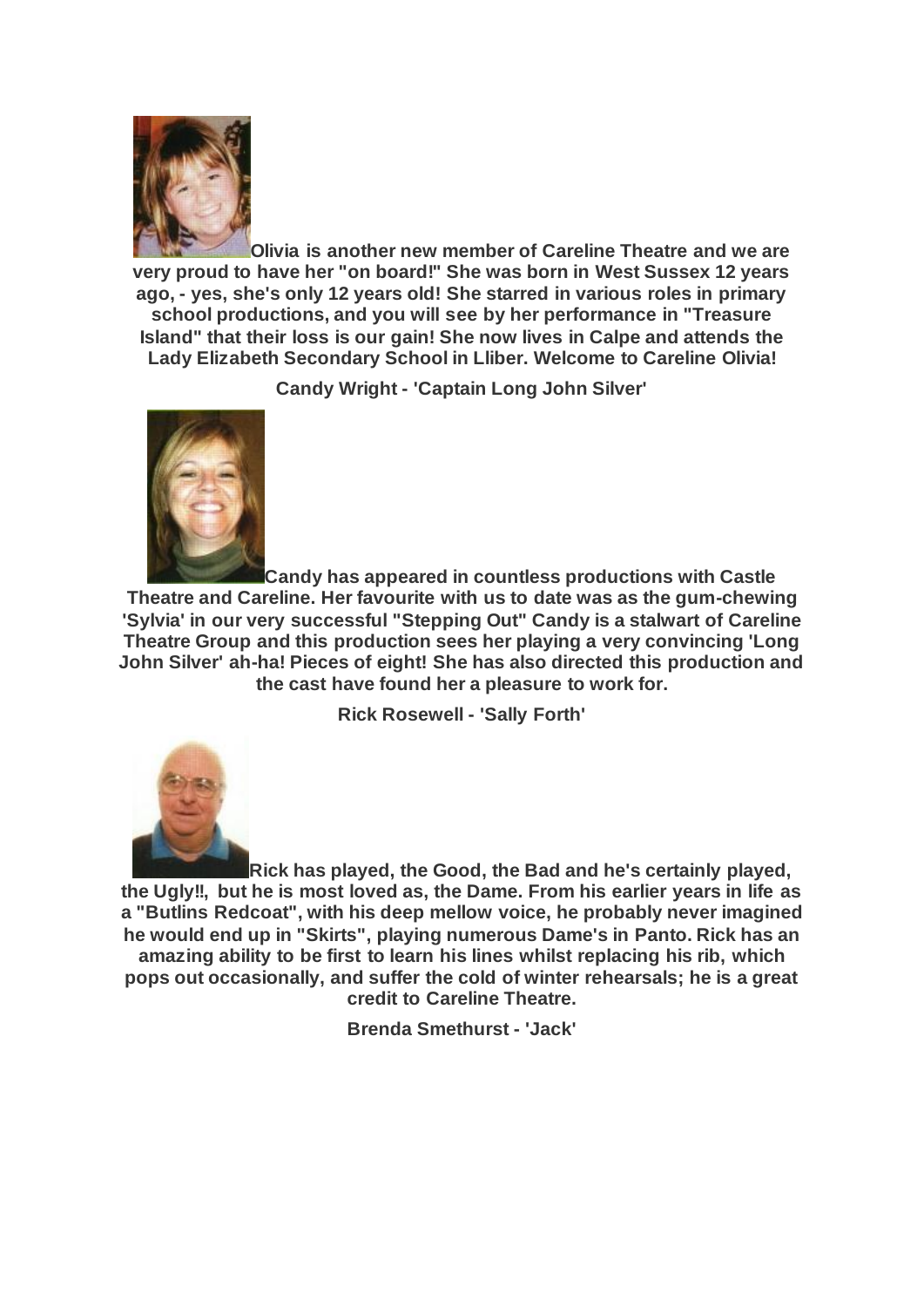**Olivia is another new member of Careline Theatre and we are very proud to have her "on board!" She was born in West Sussex 12 years ago, - yes, she's only 12 years old! She starred in various roles in primary school productions, and you will see by her performance in "Treasure Island" that their loss is our gain! She now lives in Calpe and attends the Lady Elizabeth Secondary School in Lliber. Welcome to Careline Olivia!**

**Candy Wright - 'Captain Long John Silver'**

**Candy has appeared in countless productions with Castle Theatre and Careline. Her favourite with us to date was as the gum-chewing 'Sylvia' in our very successful "Stepping Out" Candy is a stalwart of Careline Theatre Group and this production sees her playing a very convincing 'Long John Silver' ah-ha! Pieces of eight! She has also directed this production and the cast have found her a pleasure to work for.**

**Rick Rosewell - 'Sally Forth'**

**Rick has played, the Good, the Bad and he's certainly played, the Ugly!!, but he is most loved as, the Dame. From his earlier years in life as a "Butlins Redcoat", with his deep mellow voice, he probably never imagined he would end up in "Skirts", playing numerous Dame's in Panto. Rick has an amazing ability to be first to learn his lines whilst replacing his rib, which pops out occasionally, and suffer the cold of winter rehearsals; he is a great credit to Careline Theatre.**

**Brenda Smethurst - 'Jack'**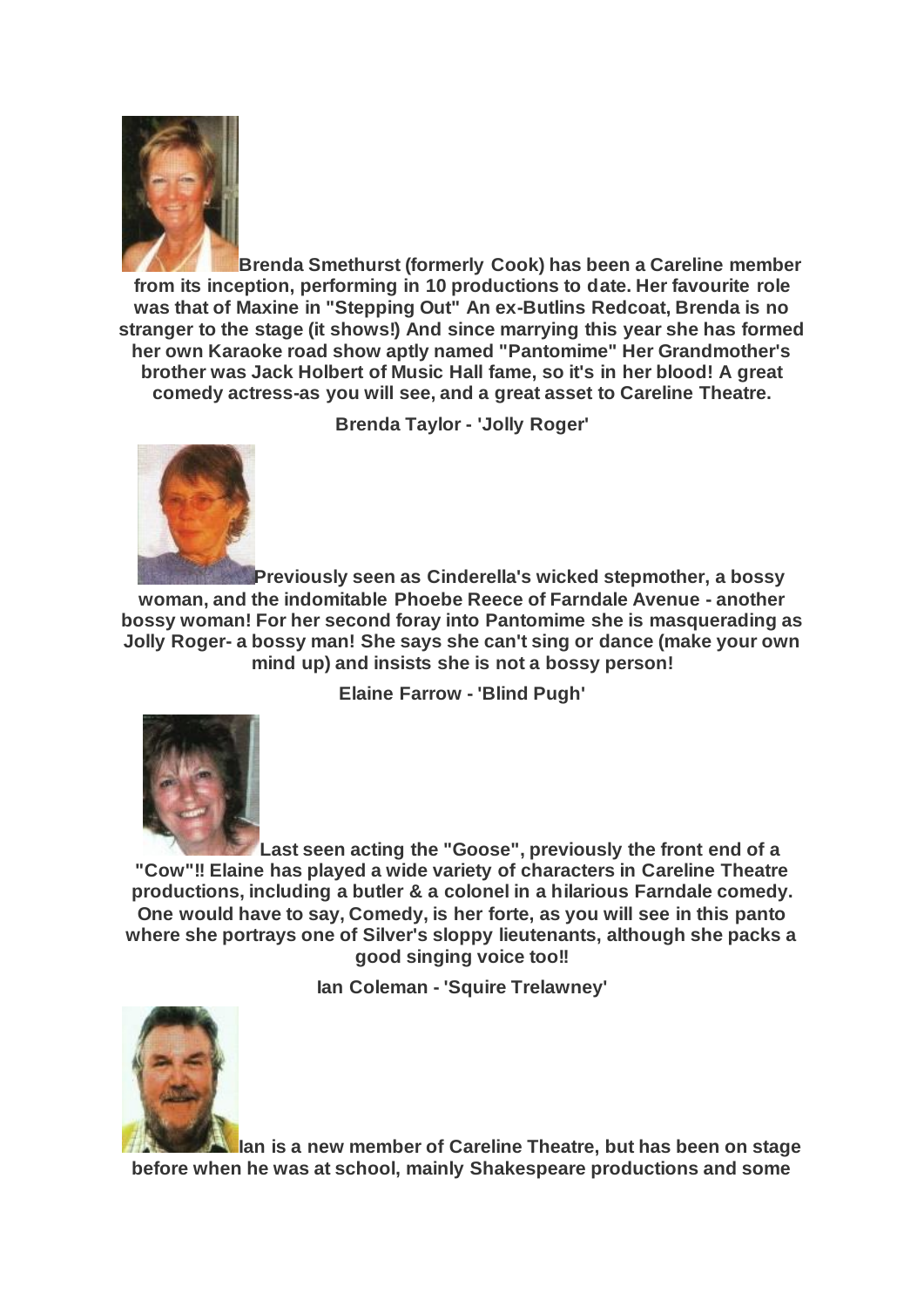**Brenda Smethurst (formerly Cook) has been a Careline member from its inception, performing in 10 productions to date. Her favourite role was that of Maxine in "Stepping Out" An ex-Butlins Redcoat, Brenda is no stranger to the stage (it shows!) And since marrying this year she has formed her own Karaoke road show aptly named "Pantomime" Her Grandmother's brother was Jack Holbert of Music Hall fame, so it's in her blood! A great comedy actress-as you will see, and a great asset to Careline Theatre.**

**Brenda Taylor - 'Jolly Roger'**

**Previously seen as Cinderella's wicked stepmother, a bossy woman, and the indomitable Phoebe Reece of Farndale Avenue - another bossy woman! For her second foray into Pantomime she is masquerading as Jolly Roger- a bossy man! She says she can't sing or dance (make your own mind up) and insists she is not a bossy person!**

**Elaine Farrow - 'Blind Pugh'**

**Last seen acting the "Goose", previously the front end of a "Cow"!! Elaine has played a wide variety of characters in Careline Theatre productions, including a butler & a colonel in a hilarious Farndale comedy. One would have to say, Comedy, is her forte, as you will see in this panto where she portrays one of Silver's sloppy lieutenants, although she packs a good singing voice too!!**

**Ian Coleman - 'Squire Trelawney'**

**Ian is a new member of Careline Theatre, but has been on stage before when he was at school, mainly Shakespeare productions and some**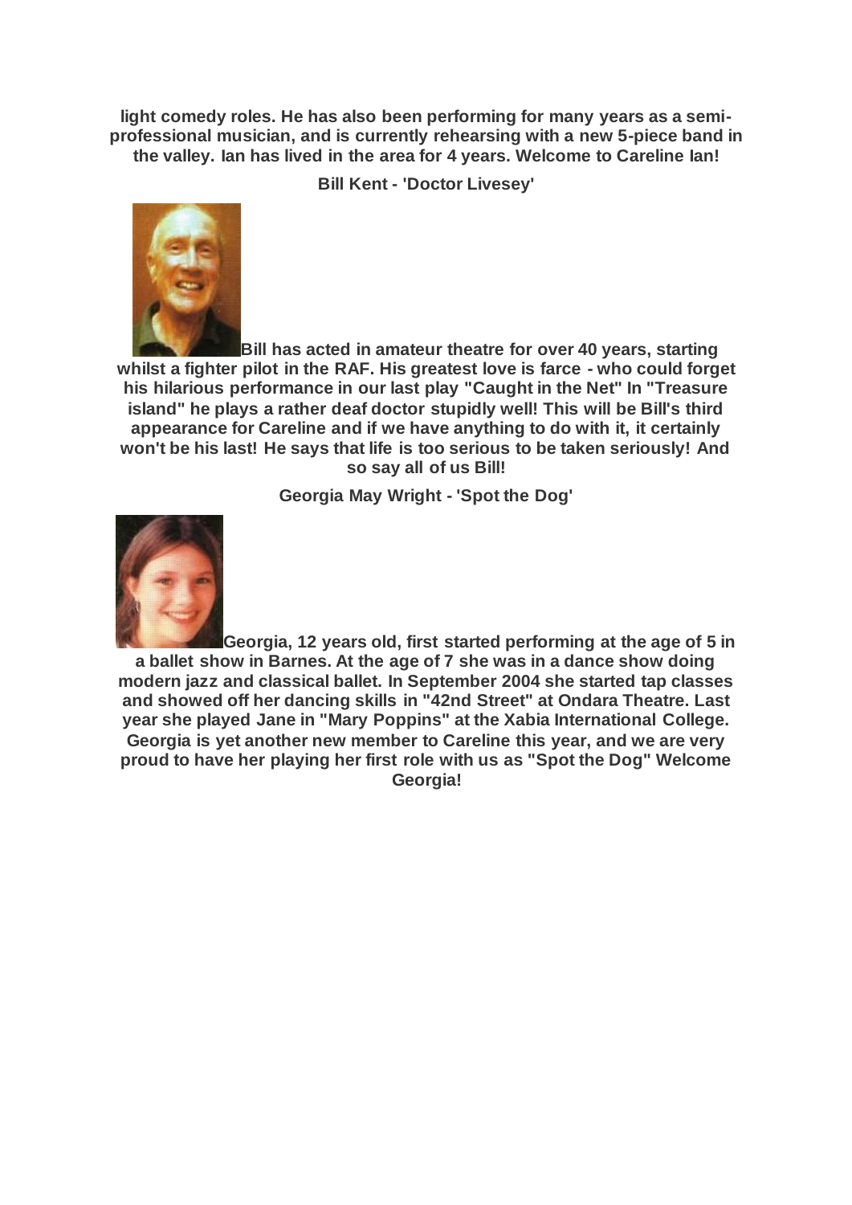**light comedy roles. He has also been performing for many years as a semi-professional musician, and is currently rehearsing with a new 5-piece band in the valley. Ian has lived in the area for 4 years. Welcome to Careline Ian!**

**Bill Kent - 'Doctor Livesey'**

**Bill has acted in amateur theatre for over 40 years, starting whilst a fighter pilot in the RAF. His greatest love is farce - who could forget his hilarious performance in our last play "Caught in the Net" In "Treasure island" he plays a rather deaf doctor stupidly well! This will be Bill's third appearance for Careline and if we have anything to do with it, it certainly won't be his last! He says that life is too serious to be taken seriously! And so say all of us Bill!**

**Georgia May Wright - 'Spot the Dog'**

**Georgia, 12 years old, first started performing at the age of 5 in a ballet show in Barnes. At the age of 7 she was in a dance show doing modern jazz and classical ballet. In September 2004 she started tap classes and showed off her dancing skills in "42nd Street" at Ondara Theatre. Last year she played Jane in "Mary Poppins" at the Xabia International College. Georgia is yet another new member to Careline this year, and we are very proud to have her playing her first role with us as "Spot the Dog" Welcome Georgia!**